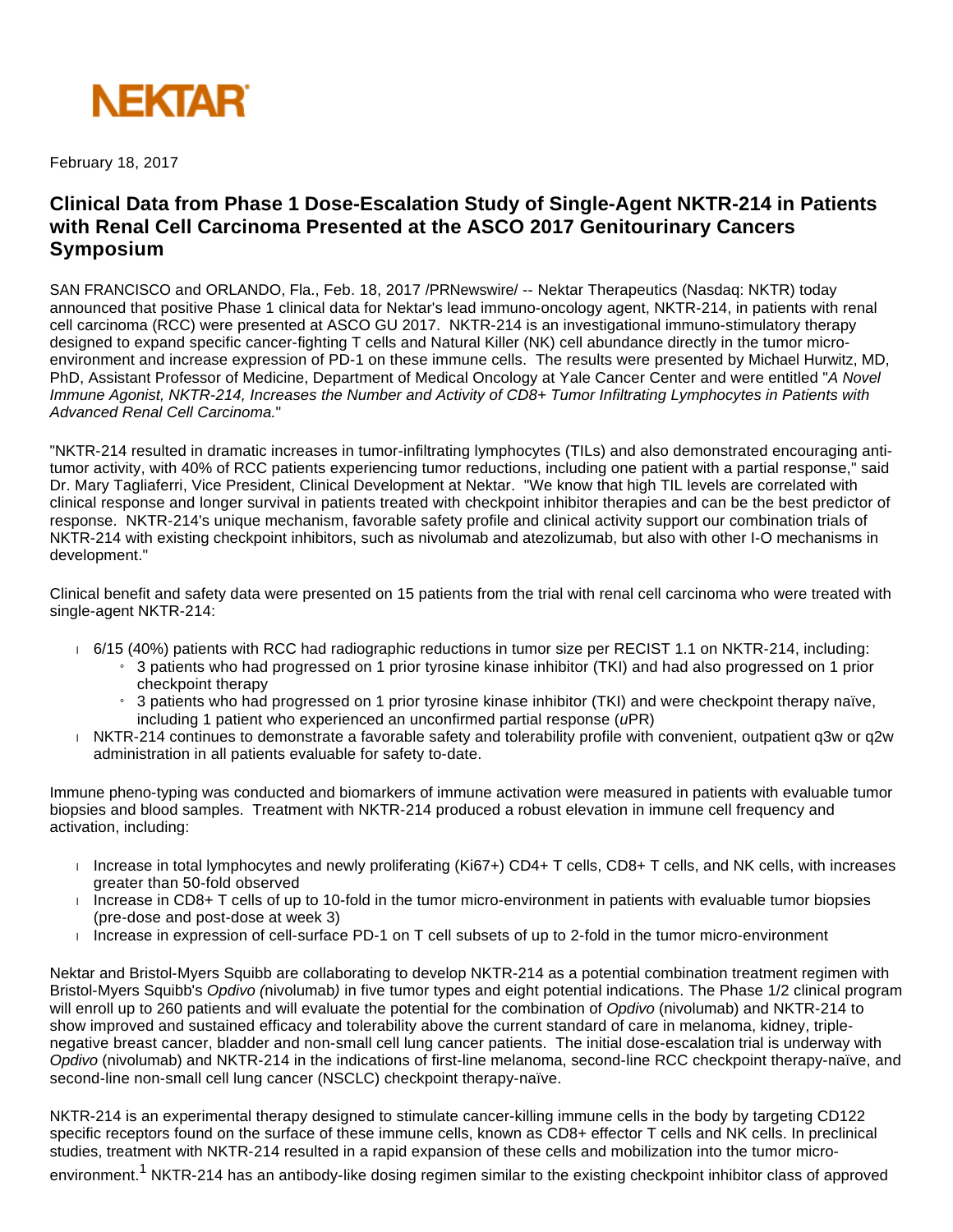NEKTAR

February 18, 2017

# Clinical Data from Phase 1 Dose-Escalation Study of Single-Agent NKTR-214 in Patients with Renal Cell Carcinoma Presented at the ASCO 2017 Genitourinary Cancers Symposium

SAN FRANCISCO and ORLANDO, Fla., Feb. 18, 2017 /PRNewswire/ -- Nektar Therapeutics (Nasdaq: NKTR) today announced that positive Phase 1 clinical data for Nektar's lead immuno-oncology agent, NKTR-214, in patients with renal cell carcinoma (RCC) were presented at ASCO GU 2017. NKTR-214 is an investigational immuno-stimulatory therapy designed to expand specific cancer-fighting T cells and Natural Killer (NK) cell abundance directly in the tumor micro-environment and increase expression of PD-1 on these immune cells. The results were presented by Michael Hurwitz, MD, PhD, Assistant Professor of Medicine, Department of Medical Oncology at Yale Cancer Center and were entitled "*A Novel Immune Agonist, NKTR-214, Increases the Number and Activity of CD8+ Tumor Infiltrating Lymphocytes in Patients with Advanced Renal Cell Carcinoma.*"

"NKTR-214 resulted in dramatic increases in tumor-infiltrating lymphocytes (TILs) and also demonstrated encouraging anti-tumor activity, with 40% of RCC patients experiencing tumor reductions, including one patient with a partial response," said Dr. Mary Tagliaferri, Vice President, Clinical Development at Nektar. "We know that high TIL levels are correlated with clinical response and longer survival in patients treated with checkpoint inhibitor therapies and can be the best predictor of response. NKTR-214's unique mechanism, favorable safety profile and clinical activity support our combination trials of NKTR-214 with existing checkpoint inhibitors, such as nivolumab and atezolizumab, but also with other I-O mechanisms in development."

Clinical benefit and safety data were presented on 15 patients from the trial with renal cell carcinoma who were treated with single-agent NKTR-214:

- 6/15 (40%) patients with RCC had radiographic reductions in tumor size per RECIST 1.1 on NKTR-214, including:
  - 3 patients who had progressed on 1 prior tyrosine kinase inhibitor (TKI) and had also progressed on 1 prior checkpoint therapy
  - 3 patients who had progressed on 1 prior tyrosine kinase inhibitor (TKI) and were checkpoint therapy naïve, including 1 patient who experienced an unconfirmed partial response (*u*PR)
- NKTR-214 continues to demonstrate a favorable safety and tolerability profile with convenient, outpatient q3w or q2w administration in all patients evaluable for safety to-date.

Immune pheno-typing was conducted and biomarkers of immune activation were measured in patients with evaluable tumor biopsies and blood samples. Treatment with NKTR-214 produced a robust elevation in immune cell frequency and activation, including:

- Increase in total lymphocytes and newly proliferating (Ki67+) CD4+ T cells, CD8+ T cells, and NK cells, with increases greater than 50-fold observed
- Increase in CD8+ T cells of up to 10-fold in the tumor micro-environment in patients with evaluable tumor biopsies (pre-dose and post-dose at week 3)
- Increase in expression of cell-surface PD-1 on T cell subsets of up to 2-fold in the tumor micro-environment

Nektar and Bristol-Myers Squibb are collaborating to develop NKTR-214 as a potential combination treatment regimen with Bristol-Myers Squibb's *Opdivo (*nivolumab*)* in five tumor types and eight potential indications. The Phase 1/2 clinical program will enroll up to 260 patients and will evaluate the potential for the combination of *Opdivo* (nivolumab) and NKTR-214 to show improved and sustained efficacy and tolerability above the current standard of care in melanoma, kidney, triple-negative breast cancer, bladder and non-small cell lung cancer patients. The initial dose-escalation trial is underway with *Opdivo* (nivolumab) and NKTR-214 in the indications of first-line melanoma, second-line RCC checkpoint therapy-naïve, and second-line non-small cell lung cancer (NSCLC) checkpoint therapy-naïve.

NKTR-214 is an experimental therapy designed to stimulate cancer-killing immune cells in the body by targeting CD122 specific receptors found on the surface of these immune cells, known as CD8+ effector T cells and NK cells. In preclinical studies, treatment with NKTR-214 resulted in a rapid expansion of these cells and mobilization into the tumor micro-environment.[1] NKTR-214 has an antibody-like dosing regimen similar to the existing checkpoint inhibitor class of approved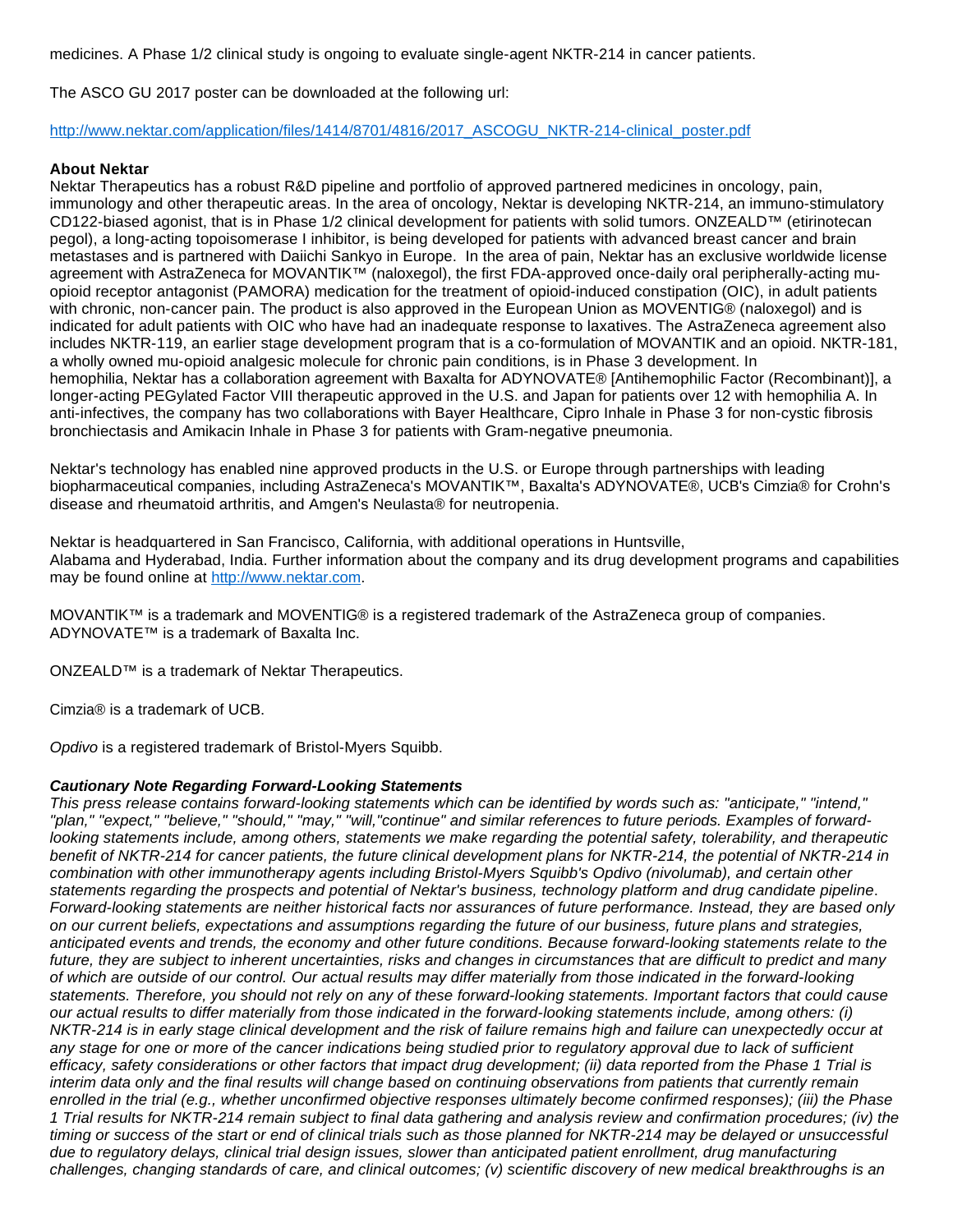medicines. A Phase 1/2 clinical study is ongoing to evaluate single-agent NKTR-214 in cancer patients.

The ASCO GU 2017 poster can be downloaded at the following url:

[http://www.nektar.com/application/files/1414/8701/4816/2017_ASCOGU_NKTR-214-clinical_poster.pdf](http://www.nektar.com/application/files/1414/8701/4816/2017_ASCOGU_NKTR-214-clinical_poster.pdf)

**About Nektar**

Nektar Therapeutics has a robust R&D pipeline and portfolio of approved partnered medicines in oncology, pain, immunology and other therapeutic areas. In the area of oncology, Nektar is developing NKTR-214, an immuno-stimulatory CD122-biased agonist, that is in Phase 1/2 clinical development for patients with solid tumors. ONZEALD™ (etirinotecan pegol), a long-acting topoisomerase I inhibitor, is being developed for patients with advanced breast cancer and brain metastases and is partnered with Daiichi Sankyo in Europe. In the area of pain, Nektar has an exclusive worldwide license agreement with AstraZeneca for MOVANTIK™ (naloxegol), the first FDA-approved once-daily oral peripherally-acting mu-opioid receptor antagonist (PAMORA) medication for the treatment of opioid-induced constipation (OIC), in adult patients with chronic, non-cancer pain. The product is also approved in the European Union as MOVENTIG® (naloxegol) and is indicated for adult patients with OIC who have had an inadequate response to laxatives. The AstraZeneca agreement also includes NKTR-119, an earlier stage development program that is a co-formulation of MOVANTIK and an opioid. NKTR-181, a wholly owned mu-opioid analgesic molecule for chronic pain conditions, is in Phase 3 development. In hemophilia, Nektar has a collaboration agreement with Baxalta for ADYNOVATE® [Antihemophilic Factor (Recombinant)], a longer-acting PEGylated Factor VIII therapeutic approved in the U.S. and Japan for patients over 12 with hemophilia A. In anti-infectives, the company has two collaborations with Bayer Healthcare, Cipro Inhale in Phase 3 for non-cystic fibrosis bronchiectasis and Amikacin Inhale in Phase 3 for patients with Gram-negative pneumonia.

Nektar's technology has enabled nine approved products in the U.S. or Europe through partnerships with leading biopharmaceutical companies, including AstraZeneca's MOVANTIK™, Baxalta's ADYNOVATE®, UCB's Cimzia® for Crohn's disease and rheumatoid arthritis, and Amgen's Neulasta® for neutropenia.

Nektar is headquartered in San Francisco, California, with additional operations in Huntsville, Alabama and Hyderabad, India. Further information about the company and its drug development programs and capabilities may be found online at [http://www.nektar.com](http://www.nektar.com).

MOVANTIK™ is a trademark and MOVENTIG® is a registered trademark of the AstraZeneca group of companies. ADYNOVATE™ is a trademark of Baxalta Inc.

ONZEALD™ is a trademark of Nektar Therapeutics.

Cimzia® is a trademark of UCB.

*Opdivo* is a registered trademark of Bristol-Myers Squibb.

***Cautionary Note Regarding Forward-Looking Statements***

*This press release contains forward-looking statements which can be identified by words such as: "anticipate," "intend," "plan," "expect," "believe," "should," "may," "will,"continue" and similar references to future periods. Examples of forward-looking statements include, among others, statements we make regarding the potential safety, tolerability, and therapeutic benefit of NKTR-214 for cancer patients, the future clinical development plans for NKTR-214, the potential of NKTR-214 in combination with other immunotherapy agents including Bristol-Myers Squibb's Opdivo (nivolumab), and certain other statements regarding the prospects and potential of Nektar's business, technology platform and drug candidate pipeline. Forward-looking statements are neither historical facts nor assurances of future performance. Instead, they are based only on our current beliefs, expectations and assumptions regarding the future of our business, future plans and strategies, anticipated events and trends, the economy and other future conditions. Because forward-looking statements relate to the future, they are subject to inherent uncertainties, risks and changes in circumstances that are difficult to predict and many of which are outside of our control. Our actual results may differ materially from those indicated in the forward-looking statements. Therefore, you should not rely on any of these forward-looking statements. Important factors that could cause our actual results to differ materially from those indicated in the forward-looking statements include, among others: (i) NKTR-214 is in early stage clinical development and the risk of failure remains high and failure can unexpectedly occur at any stage for one or more of the cancer indications being studied prior to regulatory approval due to lack of sufficient efficacy, safety considerations or other factors that impact drug development; (ii) data reported from the Phase 1 Trial is interim data only and the final results will change based on continuing observations from patients that currently remain enrolled in the trial (e.g., whether unconfirmed objective responses ultimately become confirmed responses); (iii) the Phase 1 Trial results for NKTR-214 remain subject to final data gathering and analysis review and confirmation procedures; (iv) the timing or success of the start or end of clinical trials such as those planned for NKTR-214 may be delayed or unsuccessful due to regulatory delays, clinical trial design issues, slower than anticipated patient enrollment, drug manufacturing challenges, changing standards of care, and clinical outcomes; (v) scientific discovery of new medical breakthroughs is an*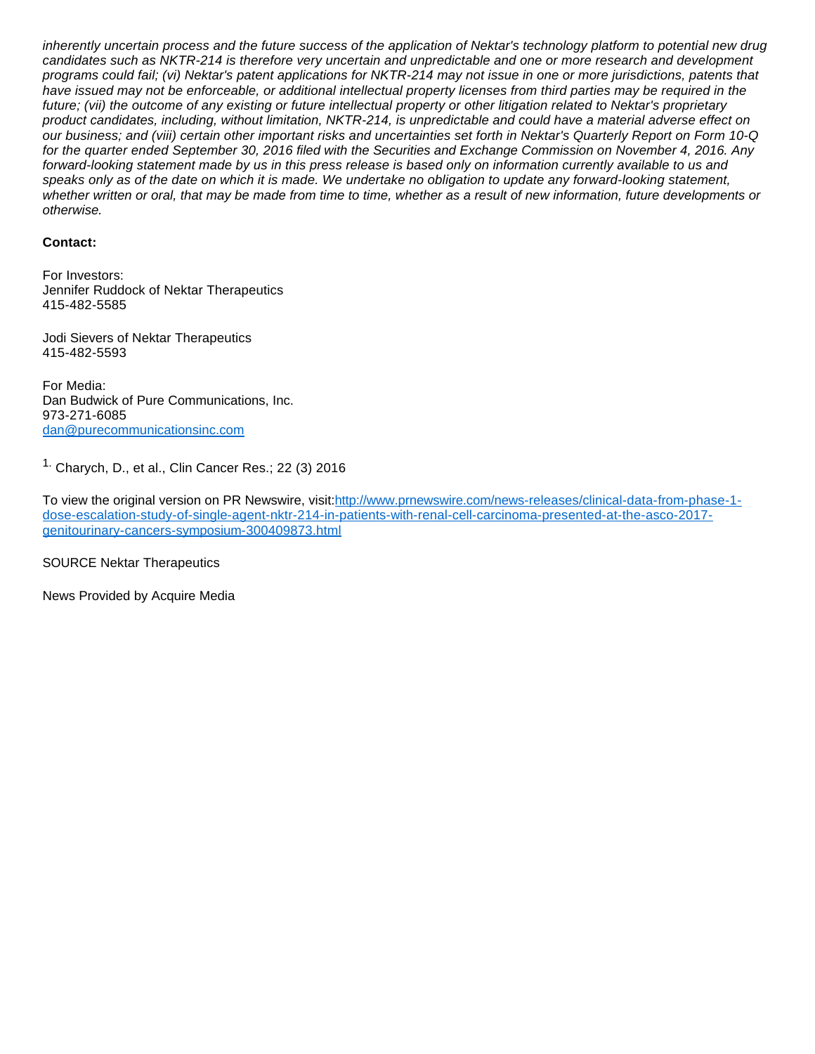*inherently uncertain process and the future success of the application of Nektar's technology platform to potential new drug candidates such as NKTR-214 is therefore very uncertain and unpredictable and one or more research and development programs could fail; (vi) Nektar's patent applications for NKTR-214 may not issue in one or more jurisdictions, patents that have issued may not be enforceable, or additional intellectual property licenses from third parties may be required in the future; (vii) the outcome of any existing or future intellectual property or other litigation related to Nektar's proprietary product candidates, including, without limitation, NKTR-214, is unpredictable and could have a material adverse effect on our business; and (viii) certain other important risks and uncertainties set forth in Nektar's Quarterly Report on Form 10-Q for the quarter ended September 30, 2016 filed with the Securities and Exchange Commission on November 4, 2016. Any forward-looking statement made by us in this press release is based only on information currently available to us and speaks only as of the date on which it is made. We undertake no obligation to update any forward-looking statement, whether written or oral, that may be made from time to time, whether as a result of new information, future developments or otherwise.*

**Contact:**

For Investors:
Jennifer Ruddock of Nektar Therapeutics
415-482-5585

Jodi Sievers of Nektar Therapeutics
415-482-5593

For Media:
Dan Budwick of Pure Communications, Inc.
973-271-6085
dan@purecommunicationsinc.com

[1.] Charych, D., et al., Clin Cancer Res.; 22 (3) 2016

To view the original version on PR Newswire, visit:http://www.prnewswire.com/news-releases/clinical-data-from-phase-1-dose-escalation-study-of-single-agent-nktr-214-in-patients-with-renal-cell-carcinoma-presented-at-the-asco-2017-genitourinary-cancers-symposium-300409873.html

SOURCE Nektar Therapeutics

News Provided by Acquire Media